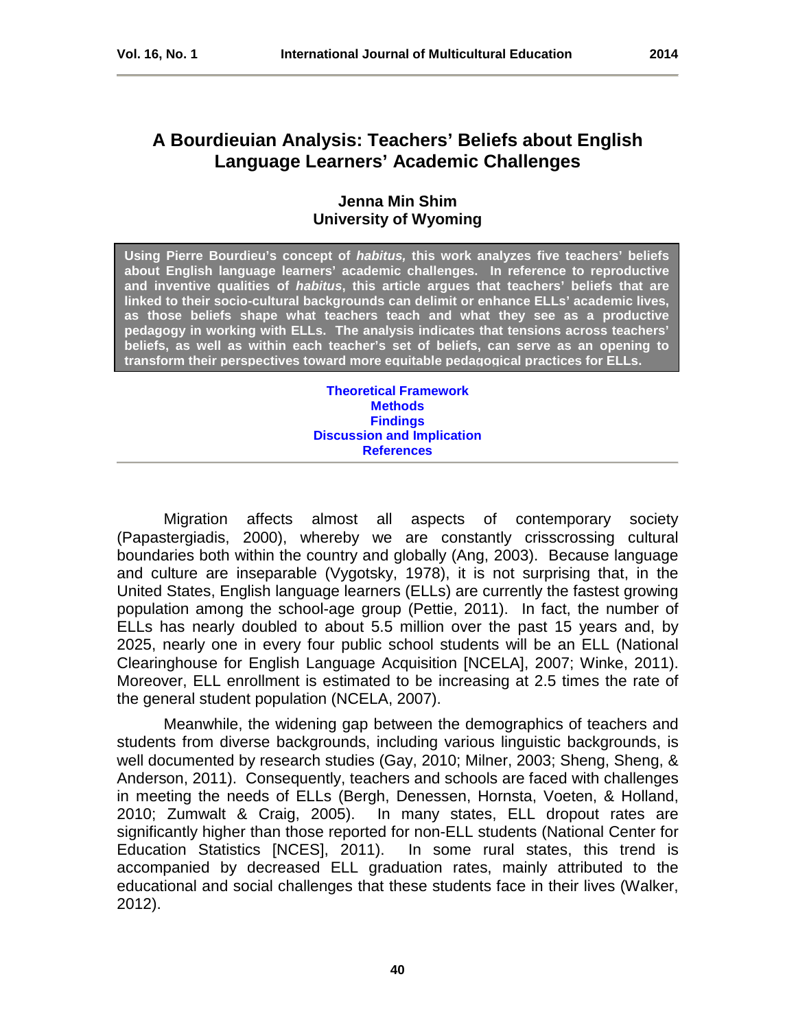# A Bourdieuian Analysis: Teachers' Beliefs about English Language Learners' Academic Challenges

**Jenna Min Shim**
**University of Wyoming**

**Using Pierre Bourdieu's concept of *habitus,* this work analyzes five teachers' beliefs about English language learners' academic challenges. In reference to reproductive and inventive qualities of *habitus*, this article argues that teachers' beliefs that are linked to their socio-cultural backgrounds can delimit or enhance ELLs' academic lives, as those beliefs shape what teachers teach and what they see as a productive pedagogy in working with ELLs. The analysis indicates that tensions across teachers' beliefs, as well as within each teacher's set of beliefs, can serve as an opening to transform their perspectives toward more equitable pedagogical practices for ELLs.**

**Theoretical Framework**
**Methods**
**Findings**
**Discussion and Implication**
**References**

Migration affects almost all aspects of contemporary society (Papastergiadis, 2000), whereby we are constantly crisscrossing cultural boundaries both within the country and globally (Ang, 2003). Because language and culture are inseparable (Vygotsky, 1978), it is not surprising that, in the United States, English language learners (ELLs) are currently the fastest growing population among the school-age group (Pettie, 2011). In fact, the number of ELLs has nearly doubled to about 5.5 million over the past 15 years and, by 2025, nearly one in every four public school students will be an ELL (National Clearinghouse for English Language Acquisition [NCELA], 2007; Winke, 2011). Moreover, ELL enrollment is estimated to be increasing at 2.5 times the rate of the general student population (NCELA, 2007).

Meanwhile, the widening gap between the demographics of teachers and students from diverse backgrounds, including various linguistic backgrounds, is well documented by research studies (Gay, 2010; Milner, 2003; Sheng, Sheng, & Anderson, 2011). Consequently, teachers and schools are faced with challenges in meeting the needs of ELLs (Bergh, Denessen, Hornsta, Voeten, & Holland, 2010; Zumwalt & Craig, 2005). In many states, ELL dropout rates are significantly higher than those reported for non-ELL students (National Center for Education Statistics [NCES], 2011). In some rural states, this trend is accompanied by decreased ELL graduation rates, mainly attributed to the educational and social challenges that these students face in their lives (Walker, 2012).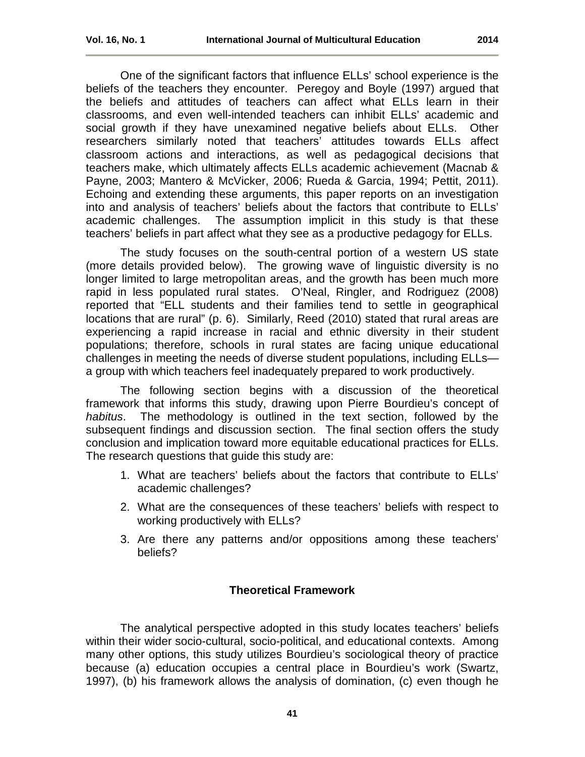One of the significant factors that influence ELLs' school experience is the beliefs of the teachers they encounter. Peregoy and Boyle (1997) argued that the beliefs and attitudes of teachers can affect what ELLs learn in their classrooms, and even well-intended teachers can inhibit ELLs' academic and social growth if they have unexamined negative beliefs about ELLs. Other researchers similarly noted that teachers' attitudes towards ELLs affect classroom actions and interactions, as well as pedagogical decisions that teachers make, which ultimately affects ELLs academic achievement (Macnab & Payne, 2003; Mantero & McVicker, 2006; Rueda & Garcia, 1994; Pettit, 2011). Echoing and extending these arguments, this paper reports on an investigation into and analysis of teachers' beliefs about the factors that contribute to ELLs' academic challenges. The assumption implicit in this study is that these teachers' beliefs in part affect what they see as a productive pedagogy for ELLs.

The study focuses on the south-central portion of a western US state (more details provided below). The growing wave of linguistic diversity is no longer limited to large metropolitan areas, and the growth has been much more rapid in less populated rural states. O'Neal, Ringler, and Rodriguez (2008) reported that "ELL students and their families tend to settle in geographical locations that are rural" (p. 6). Similarly, Reed (2010) stated that rural areas are experiencing a rapid increase in racial and ethnic diversity in their student populations; therefore, schools in rural states are facing unique educational challenges in meeting the needs of diverse student populations, including ELLs—a group with which teachers feel inadequately prepared to work productively.

The following section begins with a discussion of the theoretical framework that informs this study, drawing upon Pierre Bourdieu's concept of *habitus*. The methodology is outlined in the text section, followed by the subsequent findings and discussion section. The final section offers the study conclusion and implication toward more equitable educational practices for ELLs. The research questions that guide this study are:

1. What are teachers' beliefs about the factors that contribute to ELLs' academic challenges?
2. What are the consequences of these teachers' beliefs with respect to working productively with ELLs?
3. Are there any patterns and/or oppositions among these teachers' beliefs?

## Theoretical Framework

The analytical perspective adopted in this study locates teachers' beliefs within their wider socio-cultural, socio-political, and educational contexts. Among many other options, this study utilizes Bourdieu's sociological theory of practice because (a) education occupies a central place in Bourdieu's work (Swartz, 1997), (b) his framework allows the analysis of domination, (c) even though he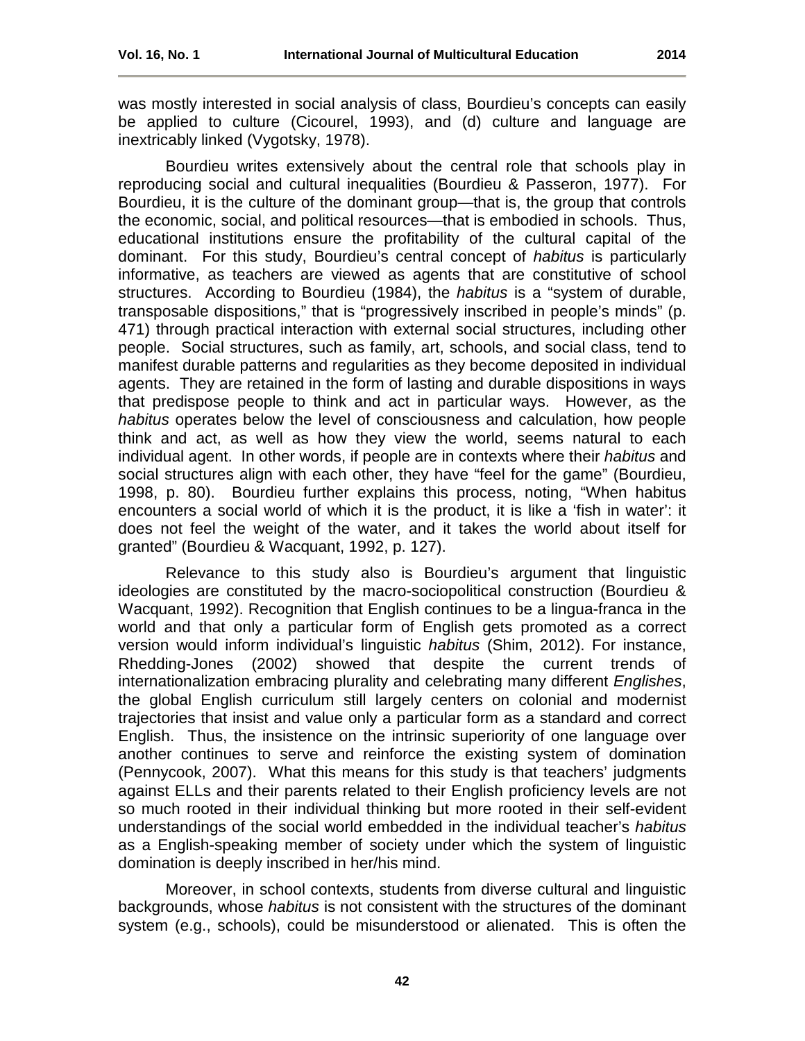was mostly interested in social analysis of class, Bourdieu's concepts can easily be applied to culture (Cicourel, 1993), and (d) culture and language are inextricably linked (Vygotsky, 1978).

Bourdieu writes extensively about the central role that schools play in reproducing social and cultural inequalities (Bourdieu & Passeron, 1977). For Bourdieu, it is the culture of the dominant group—that is, the group that controls the economic, social, and political resources—that is embodied in schools. Thus, educational institutions ensure the profitability of the cultural capital of the dominant. For this study, Bourdieu's central concept of *habitus* is particularly informative, as teachers are viewed as agents that are constitutive of school structures. According to Bourdieu (1984), the *habitus* is a "system of durable, transposable dispositions," that is "progressively inscribed in people's minds" (p. 471) through practical interaction with external social structures, including other people. Social structures, such as family, art, schools, and social class, tend to manifest durable patterns and regularities as they become deposited in individual agents. They are retained in the form of lasting and durable dispositions in ways that predispose people to think and act in particular ways. However, as the *habitus* operates below the level of consciousness and calculation, how people think and act, as well as how they view the world, seems natural to each individual agent. In other words, if people are in contexts where their *habitus* and social structures align with each other, they have "feel for the game" (Bourdieu, 1998, p. 80). Bourdieu further explains this process, noting, "When habitus encounters a social world of which it is the product, it is like a 'fish in water': it does not feel the weight of the water, and it takes the world about itself for granted" (Bourdieu & Wacquant, 1992, p. 127).

Relevance to this study also is Bourdieu's argument that linguistic ideologies are constituted by the macro-sociopolitical construction (Bourdieu & Wacquant, 1992). Recognition that English continues to be a lingua-franca in the world and that only a particular form of English gets promoted as a correct version would inform individual's linguistic *habitus* (Shim, 2012). For instance, Rhedding-Jones (2002) showed that despite the current trends of internationalization embracing plurality and celebrating many different *Englishes*, the global English curriculum still largely centers on colonial and modernist trajectories that insist and value only a particular form as a standard and correct English. Thus, the insistence on the intrinsic superiority of one language over another continues to serve and reinforce the existing system of domination (Pennycook, 2007). What this means for this study is that teachers' judgments against ELLs and their parents related to their English proficiency levels are not so much rooted in their individual thinking but more rooted in their self-evident understandings of the social world embedded in the individual teacher's *habitus* as a English-speaking member of society under which the system of linguistic domination is deeply inscribed in her/his mind.

Moreover, in school contexts, students from diverse cultural and linguistic backgrounds, whose *habitus* is not consistent with the structures of the dominant system (e.g., schools), could be misunderstood or alienated. This is often the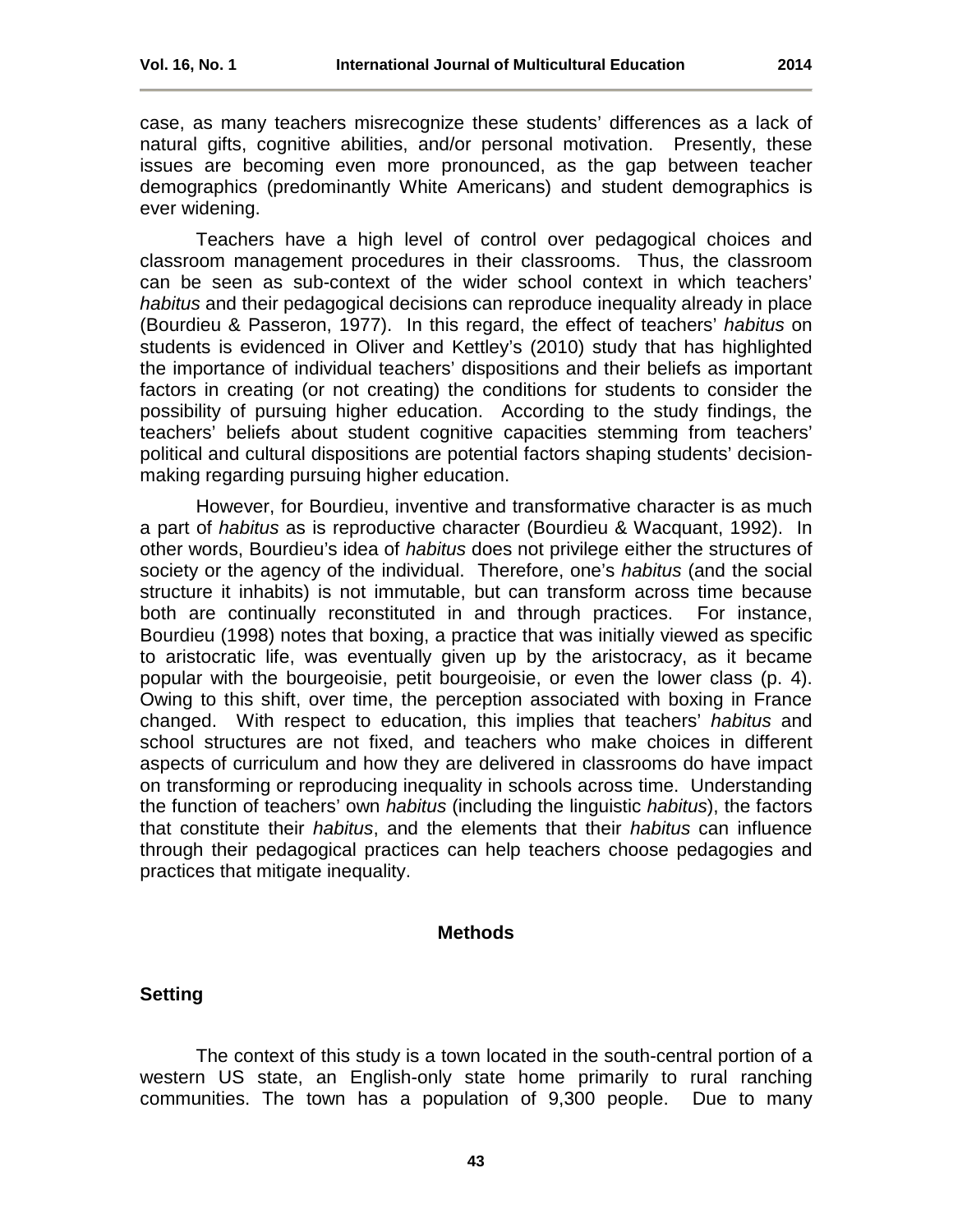case, as many teachers misrecognize these students' differences as a lack of natural gifts, cognitive abilities, and/or personal motivation. Presently, these issues are becoming even more pronounced, as the gap between teacher demographics (predominantly White Americans) and student demographics is ever widening.

Teachers have a high level of control over pedagogical choices and classroom management procedures in their classrooms. Thus, the classroom can be seen as sub-context of the wider school context in which teachers' *habitus* and their pedagogical decisions can reproduce inequality already in place (Bourdieu & Passeron, 1977). In this regard, the effect of teachers' *habitus* on students is evidenced in Oliver and Kettley's (2010) study that has highlighted the importance of individual teachers' dispositions and their beliefs as important factors in creating (or not creating) the conditions for students to consider the possibility of pursuing higher education. According to the study findings, the teachers' beliefs about student cognitive capacities stemming from teachers' political and cultural dispositions are potential factors shaping students' decision-making regarding pursuing higher education.

However, for Bourdieu, inventive and transformative character is as much a part of *habitus* as is reproductive character (Bourdieu & Wacquant, 1992). In other words, Bourdieu's idea of *habitus* does not privilege either the structures of society or the agency of the individual. Therefore, one's *habitus* (and the social structure it inhabits) is not immutable, but can transform across time because both are continually reconstituted in and through practices. For instance, Bourdieu (1998) notes that boxing, a practice that was initially viewed as specific to aristocratic life, was eventually given up by the aristocracy, as it became popular with the bourgeoisie, petit bourgeoisie, or even the lower class (p. 4). Owing to this shift, over time, the perception associated with boxing in France changed. With respect to education, this implies that teachers' *habitus* and school structures are not fixed, and teachers who make choices in different aspects of curriculum and how they are delivered in classrooms do have impact on transforming or reproducing inequality in schools across time. Understanding the function of teachers' own *habitus* (including the linguistic *habitus*), the factors that constitute their *habitus*, and the elements that their *habitus* can influence through their pedagogical practices can help teachers choose pedagogies and practices that mitigate inequality.

## Methods

### Setting

The context of this study is a town located in the south-central portion of a western US state, an English-only state home primarily to rural ranching communities. The town has a population of 9,300 people. Due to many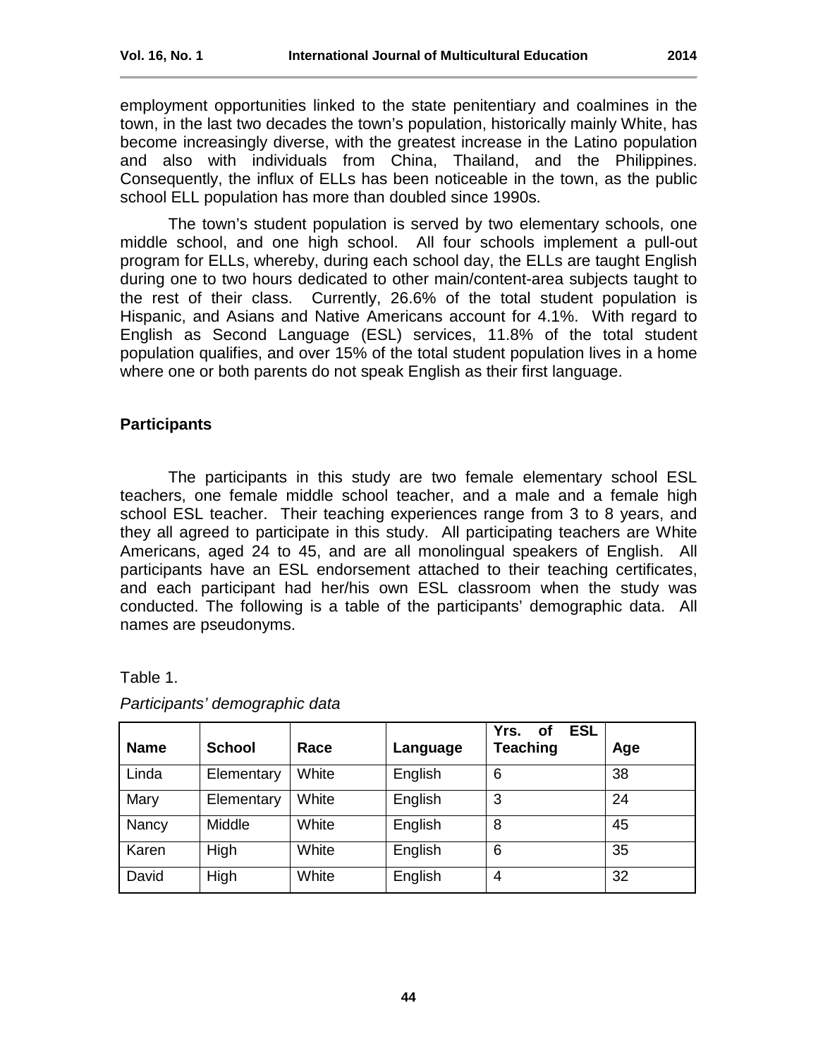employment opportunities linked to the state penitentiary and coalmines in the town, in the last two decades the town's population, historically mainly White, has become increasingly diverse, with the greatest increase in the Latino population and also with individuals from China, Thailand, and the Philippines. Consequently, the influx of ELLs has been noticeable in the town, as the public school ELL population has more than doubled since 1990s.

The town's student population is served by two elementary schools, one middle school, and one high school. All four schools implement a pull-out program for ELLs, whereby, during each school day, the ELLs are taught English during one to two hours dedicated to other main/content-area subjects taught to the rest of their class. Currently, 26.6% of the total student population is Hispanic, and Asians and Native Americans account for 4.1%. With regard to English as Second Language (ESL) services, 11.8% of the total student population qualifies, and over 15% of the total student population lives in a home where one or both parents do not speak English as their first language.

## Participants

The participants in this study are two female elementary school ESL teachers, one female middle school teacher, and a male and a female high school ESL teacher. Their teaching experiences range from 3 to 8 years, and they all agreed to participate in this study. All participating teachers are White Americans, aged 24 to 45, and are all monolingual speakers of English. All participants have an ESL endorsement attached to their teaching certificates, and each participant had her/his own ESL classroom when the study was conducted. The following is a table of the participants' demographic data. All names are pseudonyms.

Table 1.

*Participants' demographic data*

| Name | School | Race | Language | Yrs. of ESL Teaching | Age |
|---|---|---|---|---|---|
| Linda | Elementary | White | English | 6 | 38 |
| Mary | Elementary | White | English | 3 | 24 |
| Nancy | Middle | White | English | 8 | 45 |
| Karen | High | White | English | 6 | 35 |
| David | High | White | English | 4 | 32 |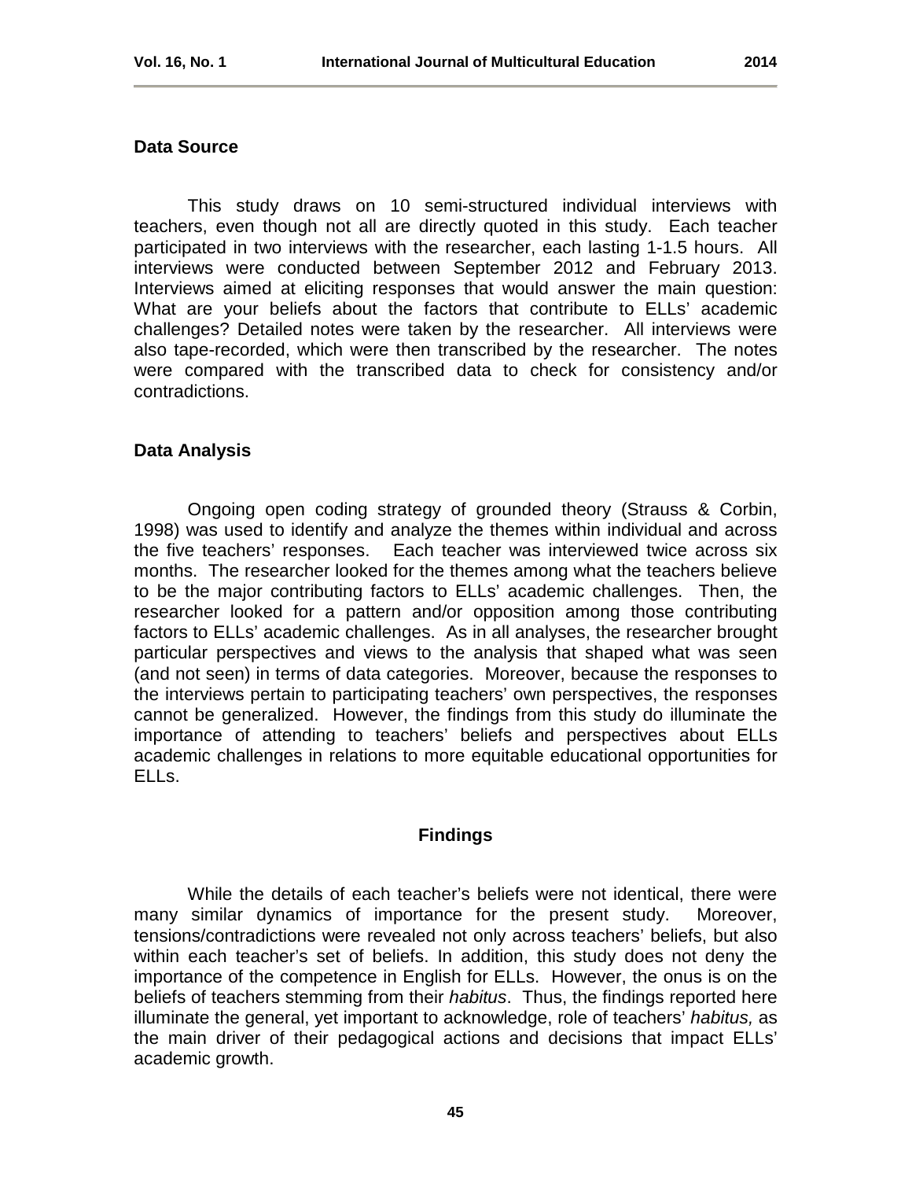### Data Source

This study draws on 10 semi-structured individual interviews with teachers, even though not all are directly quoted in this study. Each teacher participated in two interviews with the researcher, each lasting 1-1.5 hours. All interviews were conducted between September 2012 and February 2013. Interviews aimed at eliciting responses that would answer the main question: What are your beliefs about the factors that contribute to ELLs' academic challenges? Detailed notes were taken by the researcher. All interviews were also tape-recorded, which were then transcribed by the researcher. The notes were compared with the transcribed data to check for consistency and/or contradictions.

### Data Analysis

Ongoing open coding strategy of grounded theory (Strauss & Corbin, 1998) was used to identify and analyze the themes within individual and across the five teachers' responses. Each teacher was interviewed twice across six months. The researcher looked for the themes among what the teachers believe to be the major contributing factors to ELLs' academic challenges. Then, the researcher looked for a pattern and/or opposition among those contributing factors to ELLs' academic challenges. As in all analyses, the researcher brought particular perspectives and views to the analysis that shaped what was seen (and not seen) in terms of data categories. Moreover, because the responses to the interviews pertain to participating teachers' own perspectives, the responses cannot be generalized. However, the findings from this study do illuminate the importance of attending to teachers' beliefs and perspectives about ELLs academic challenges in relations to more equitable educational opportunities for ELLs.

## Findings

While the details of each teacher's beliefs were not identical, there were many similar dynamics of importance for the present study. Moreover, tensions/contradictions were revealed not only across teachers' beliefs, but also within each teacher's set of beliefs. In addition, this study does not deny the importance of the competence in English for ELLs. However, the onus is on the beliefs of teachers stemming from their *habitus*. Thus, the findings reported here illuminate the general, yet important to acknowledge, role of teachers' *habitus,* as the main driver of their pedagogical actions and decisions that impact ELLs' academic growth.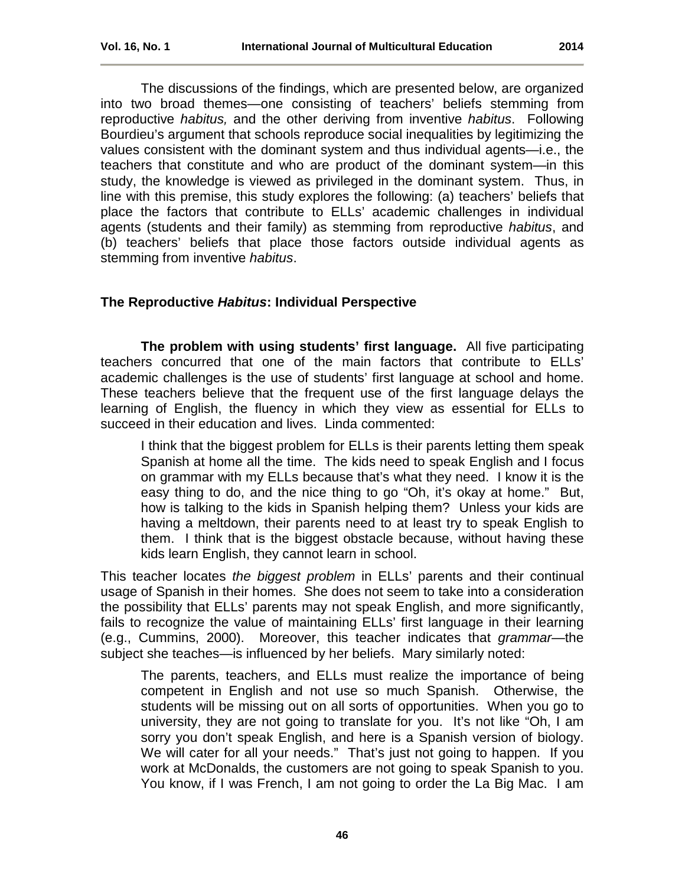The discussions of the findings, which are presented below, are organized into two broad themes—one consisting of teachers' beliefs stemming from reproductive *habitus,* and the other deriving from inventive *habitus*. Following Bourdieu's argument that schools reproduce social inequalities by legitimizing the values consistent with the dominant system and thus individual agents—i.e., the teachers that constitute and who are product of the dominant system—in this study, the knowledge is viewed as privileged in the dominant system. Thus, in line with this premise, this study explores the following: (a) teachers' beliefs that place the factors that contribute to ELLs' academic challenges in individual agents (students and their family) as stemming from reproductive *habitus*, and (b) teachers' beliefs that place those factors outside individual agents as stemming from inventive *habitus*.

## The Reproductive *Habitus*: Individual Perspective

**The problem with using students' first language.** All five participating teachers concurred that one of the main factors that contribute to ELLs' academic challenges is the use of students' first language at school and home. These teachers believe that the frequent use of the first language delays the learning of English, the fluency in which they view as essential for ELLs to succeed in their education and lives. Linda commented:

> I think that the biggest problem for ELLs is their parents letting them speak Spanish at home all the time. The kids need to speak English and I focus on grammar with my ELLs because that's what they need. I know it is the easy thing to do, and the nice thing to go "Oh, it's okay at home." But, how is talking to the kids in Spanish helping them? Unless your kids are having a meltdown, their parents need to at least try to speak English to them. I think that is the biggest obstacle because, without having these kids learn English, they cannot learn in school.

This teacher locates *the biggest problem* in ELLs' parents and their continual usage of Spanish in their homes. She does not seem to take into a consideration the possibility that ELLs' parents may not speak English, and more significantly, fails to recognize the value of maintaining ELLs' first language in their learning (e.g., Cummins, 2000). Moreover, this teacher indicates that *grammar*—the subject she teaches—is influenced by her beliefs. Mary similarly noted:

> The parents, teachers, and ELLs must realize the importance of being competent in English and not use so much Spanish. Otherwise, the students will be missing out on all sorts of opportunities. When you go to university, they are not going to translate for you. It's not like "Oh, I am sorry you don't speak English, and here is a Spanish version of biology. We will cater for all your needs." That's just not going to happen. If you work at McDonalds, the customers are not going to speak Spanish to you. You know, if I was French, I am not going to order the La Big Mac. I am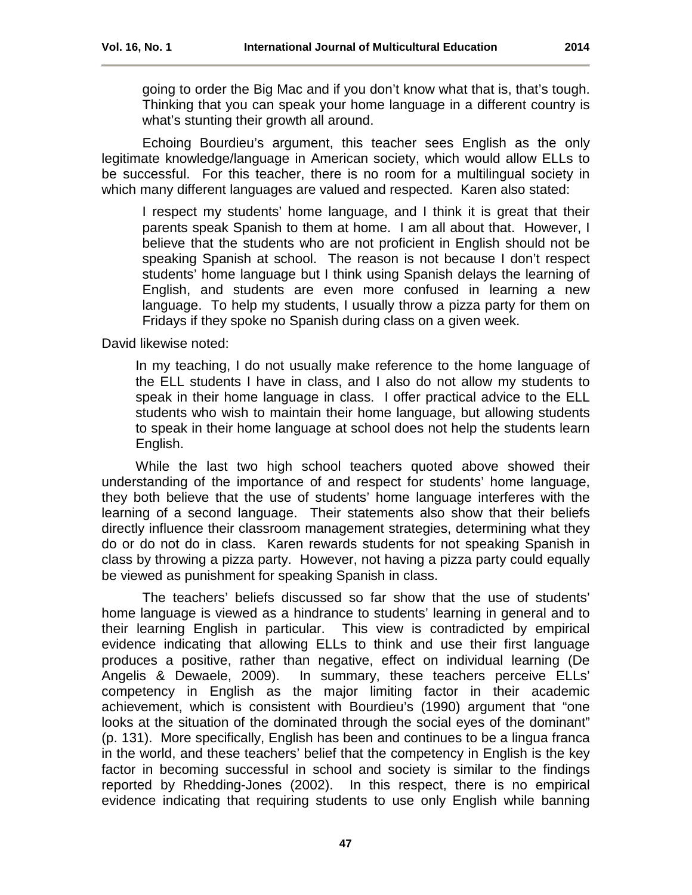> going to order the Big Mac and if you don't know what that is, that's tough. Thinking that you can speak your home language in a different country is what's stunting their growth all around.

Echoing Bourdieu's argument, this teacher sees English as the only legitimate knowledge/language in American society, which would allow ELLs to be successful. For this teacher, there is no room for a multilingual society in which many different languages are valued and respected. Karen also stated:

> I respect my students' home language, and I think it is great that their parents speak Spanish to them at home. I am all about that. However, I believe that the students who are not proficient in English should not be speaking Spanish at school. The reason is not because I don't respect students' home language but I think using Spanish delays the learning of English, and students are even more confused in learning a new language. To help my students, I usually throw a pizza party for them on Fridays if they spoke no Spanish during class on a given week.

David likewise noted:

> In my teaching, I do not usually make reference to the home language of the ELL students I have in class, and I also do not allow my students to speak in their home language in class. I offer practical advice to the ELL students who wish to maintain their home language, but allowing students to speak in their home language at school does not help the students learn English.

While the last two high school teachers quoted above showed their understanding of the importance of and respect for students' home language, they both believe that the use of students' home language interferes with the learning of a second language. Their statements also show that their beliefs directly influence their classroom management strategies, determining what they do or do not do in class. Karen rewards students for not speaking Spanish in class by throwing a pizza party. However, not having a pizza party could equally be viewed as punishment for speaking Spanish in class.

The teachers' beliefs discussed so far show that the use of students' home language is viewed as a hindrance to students' learning in general and to their learning English in particular. This view is contradicted by empirical evidence indicating that allowing ELLs to think and use their first language produces a positive, rather than negative, effect on individual learning (De Angelis & Dewaele, 2009). In summary, these teachers perceive ELLs' competency in English as the major limiting factor in their academic achievement, which is consistent with Bourdieu's (1990) argument that "one looks at the situation of the dominated through the social eyes of the dominant" (p. 131). More specifically, English has been and continues to be a lingua franca in the world, and these teachers' belief that the competency in English is the key factor in becoming successful in school and society is similar to the findings reported by Rhedding-Jones (2002). In this respect, there is no empirical evidence indicating that requiring students to use only English while banning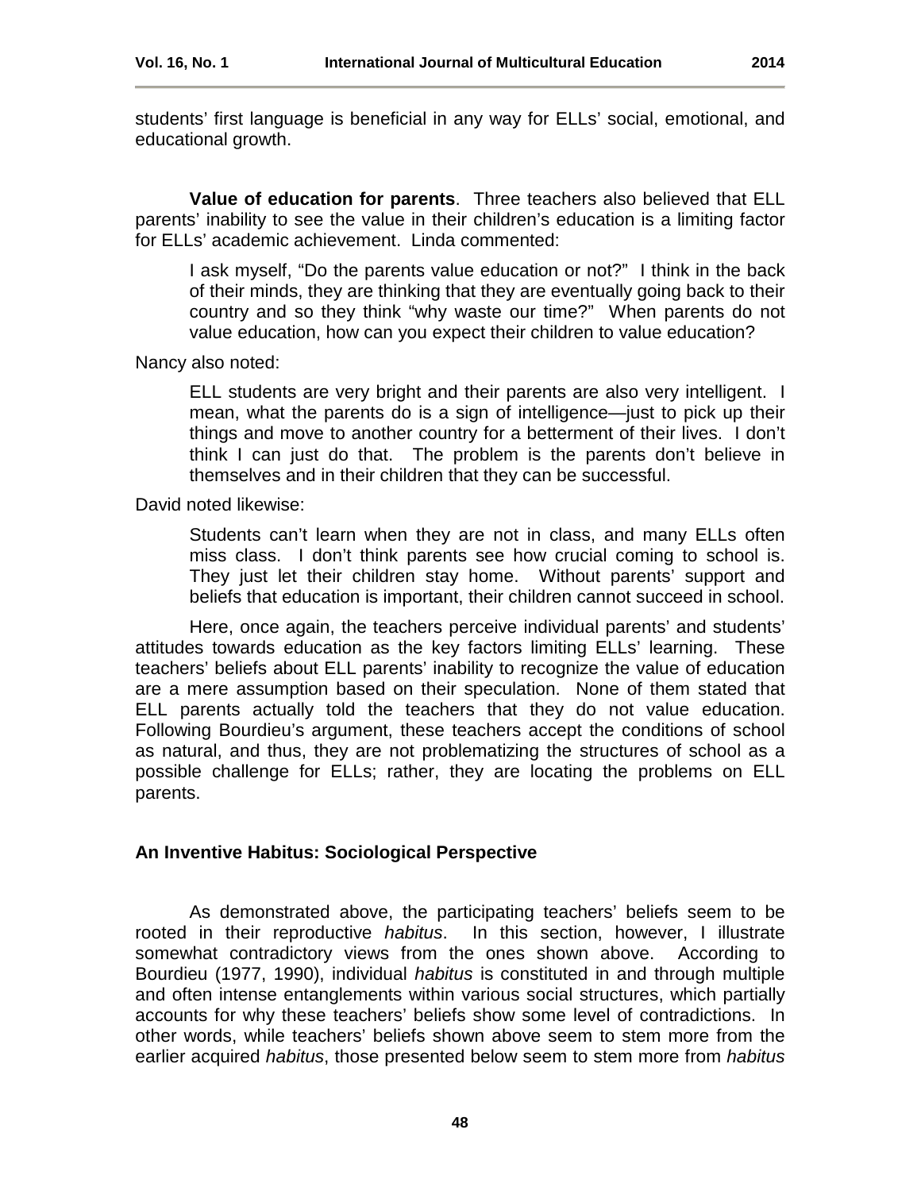students' first language is beneficial in any way for ELLs' social, emotional, and educational growth.

**Value of education for parents**. Three teachers also believed that ELL parents' inability to see the value in their children's education is a limiting factor for ELLs' academic achievement. Linda commented:

> I ask myself, "Do the parents value education or not?" I think in the back of their minds, they are thinking that they are eventually going back to their country and so they think "why waste our time?" When parents do not value education, how can you expect their children to value education?

Nancy also noted:

> ELL students are very bright and their parents are also very intelligent. I mean, what the parents do is a sign of intelligence—just to pick up their things and move to another country for a betterment of their lives. I don't think I can just do that. The problem is the parents don't believe in themselves and in their children that they can be successful.

David noted likewise:

> Students can't learn when they are not in class, and many ELLs often miss class. I don't think parents see how crucial coming to school is. They just let their children stay home. Without parents' support and beliefs that education is important, their children cannot succeed in school.

Here, once again, the teachers perceive individual parents' and students' attitudes towards education as the key factors limiting ELLs' learning. These teachers' beliefs about ELL parents' inability to recognize the value of education are a mere assumption based on their speculation. None of them stated that ELL parents actually told the teachers that they do not value education. Following Bourdieu's argument, these teachers accept the conditions of school as natural, and thus, they are not problematizing the structures of school as a possible challenge for ELLs; rather, they are locating the problems on ELL parents.

### An Inventive Habitus: Sociological Perspective

As demonstrated above, the participating teachers' beliefs seem to be rooted in their reproductive *habitus*. In this section, however, I illustrate somewhat contradictory views from the ones shown above. According to Bourdieu (1977, 1990), individual *habitus* is constituted in and through multiple and often intense entanglements within various social structures, which partially accounts for why these teachers' beliefs show some level of contradictions. In other words, while teachers' beliefs shown above seem to stem more from the earlier acquired *habitus*, those presented below seem to stem more from *habitus*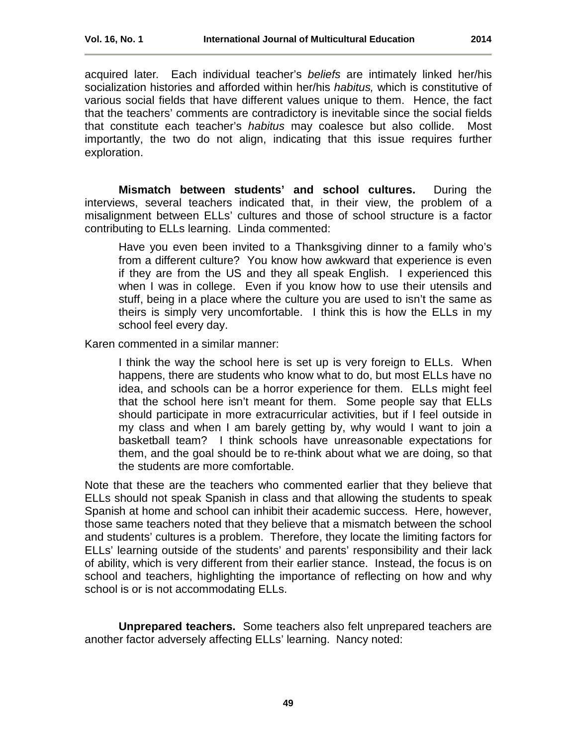acquired later. Each individual teacher's *beliefs* are intimately linked her/his socialization histories and afforded within her/his *habitus,* which is constitutive of various social fields that have different values unique to them. Hence, the fact that the teachers' comments are contradictory is inevitable since the social fields that constitute each teacher's *habitus* may coalesce but also collide. Most importantly, the two do not align, indicating that this issue requires further exploration.

**Mismatch between students' and school cultures.** During the interviews, several teachers indicated that, in their view, the problem of a misalignment between ELLs' cultures and those of school structure is a factor contributing to ELLs learning. Linda commented:

> Have you even been invited to a Thanksgiving dinner to a family who's from a different culture? You know how awkward that experience is even if they are from the US and they all speak English. I experienced this when I was in college. Even if you know how to use their utensils and stuff, being in a place where the culture you are used to isn't the same as theirs is simply very uncomfortable. I think this is how the ELLs in my school feel every day.

Karen commented in a similar manner:

> I think the way the school here is set up is very foreign to ELLs. When happens, there are students who know what to do, but most ELLs have no idea, and schools can be a horror experience for them. ELLs might feel that the school here isn't meant for them. Some people say that ELLs should participate in more extracurricular activities, but if I feel outside in my class and when I am barely getting by, why would I want to join a basketball team? I think schools have unreasonable expectations for them, and the goal should be to re-think about what we are doing, so that the students are more comfortable.

Note that these are the teachers who commented earlier that they believe that ELLs should not speak Spanish in class and that allowing the students to speak Spanish at home and school can inhibit their academic success. Here, however, those same teachers noted that they believe that a mismatch between the school and students' cultures is a problem. Therefore, they locate the limiting factors for ELLs' learning outside of the students' and parents' responsibility and their lack of ability, which is very different from their earlier stance. Instead, the focus is on school and teachers, highlighting the importance of reflecting on how and why school is or is not accommodating ELLs.

**Unprepared teachers.** Some teachers also felt unprepared teachers are another factor adversely affecting ELLs' learning. Nancy noted: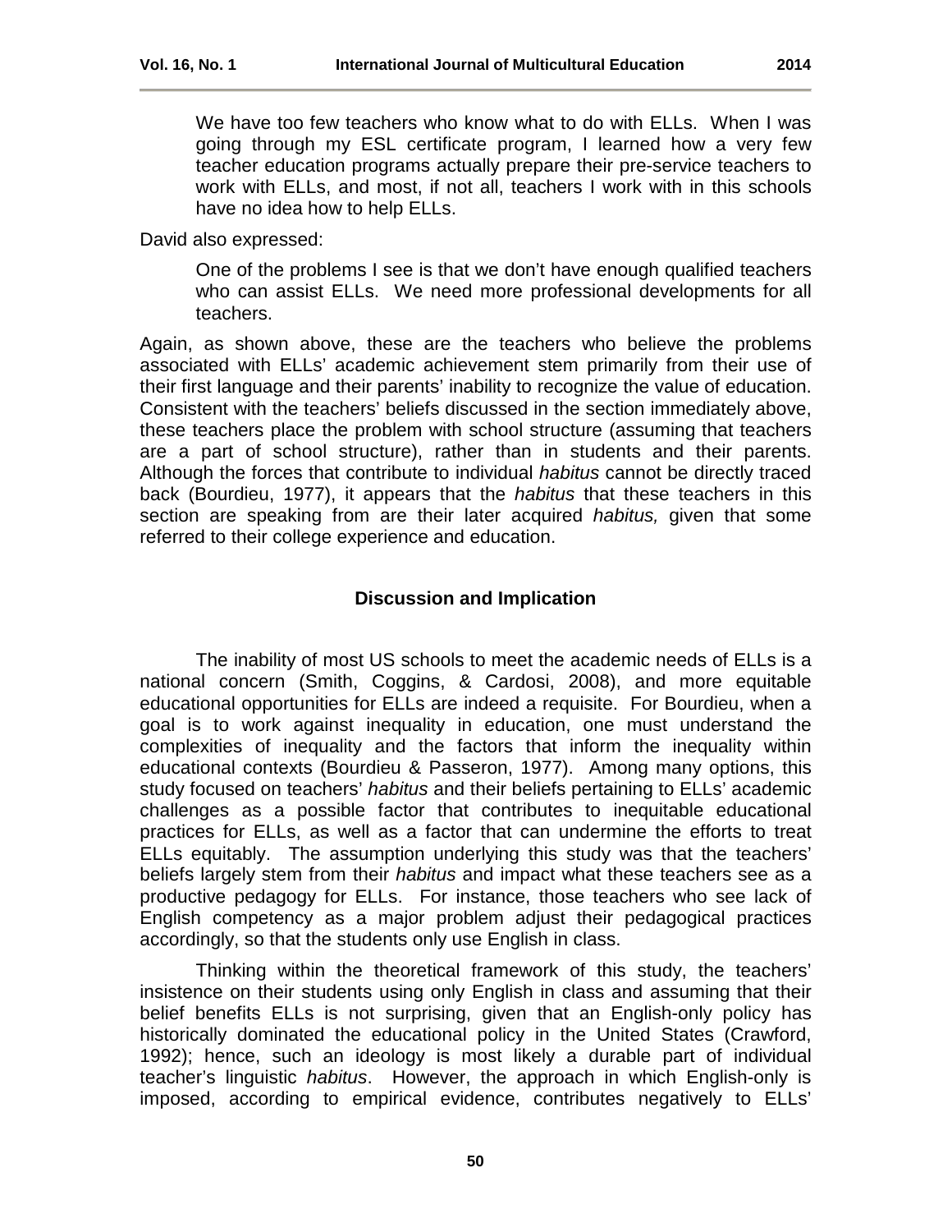> We have too few teachers who know what to do with ELLs. When I was going through my ESL certificate program, I learned how a very few teacher education programs actually prepare their pre-service teachers to work with ELLs, and most, if not all, teachers I work with in this schools have no idea how to help ELLs.

David also expressed:

> One of the problems I see is that we don't have enough qualified teachers who can assist ELLs. We need more professional developments for all teachers.

Again, as shown above, these are the teachers who believe the problems associated with ELLs' academic achievement stem primarily from their use of their first language and their parents' inability to recognize the value of education. Consistent with the teachers' beliefs discussed in the section immediately above, these teachers place the problem with school structure (assuming that teachers are a part of school structure), rather than in students and their parents. Although the forces that contribute to individual *habitus* cannot be directly traced back (Bourdieu, 1977), it appears that the *habitus* that these teachers in this section are speaking from are their later acquired *habitus,* given that some referred to their college experience and education.

## Discussion and Implication

The inability of most US schools to meet the academic needs of ELLs is a national concern (Smith, Coggins, & Cardosi, 2008), and more equitable educational opportunities for ELLs are indeed a requisite. For Bourdieu, when a goal is to work against inequality in education, one must understand the complexities of inequality and the factors that inform the inequality within educational contexts (Bourdieu & Passeron, 1977). Among many options, this study focused on teachers' *habitus* and their beliefs pertaining to ELLs' academic challenges as a possible factor that contributes to inequitable educational practices for ELLs, as well as a factor that can undermine the efforts to treat ELLs equitably. The assumption underlying this study was that the teachers' beliefs largely stem from their *habitus* and impact what these teachers see as a productive pedagogy for ELLs. For instance, those teachers who see lack of English competency as a major problem adjust their pedagogical practices accordingly, so that the students only use English in class.

Thinking within the theoretical framework of this study, the teachers' insistence on their students using only English in class and assuming that their belief benefits ELLs is not surprising, given that an English-only policy has historically dominated the educational policy in the United States (Crawford, 1992); hence, such an ideology is most likely a durable part of individual teacher's linguistic *habitus*. However, the approach in which English-only is imposed, according to empirical evidence, contributes negatively to ELLs'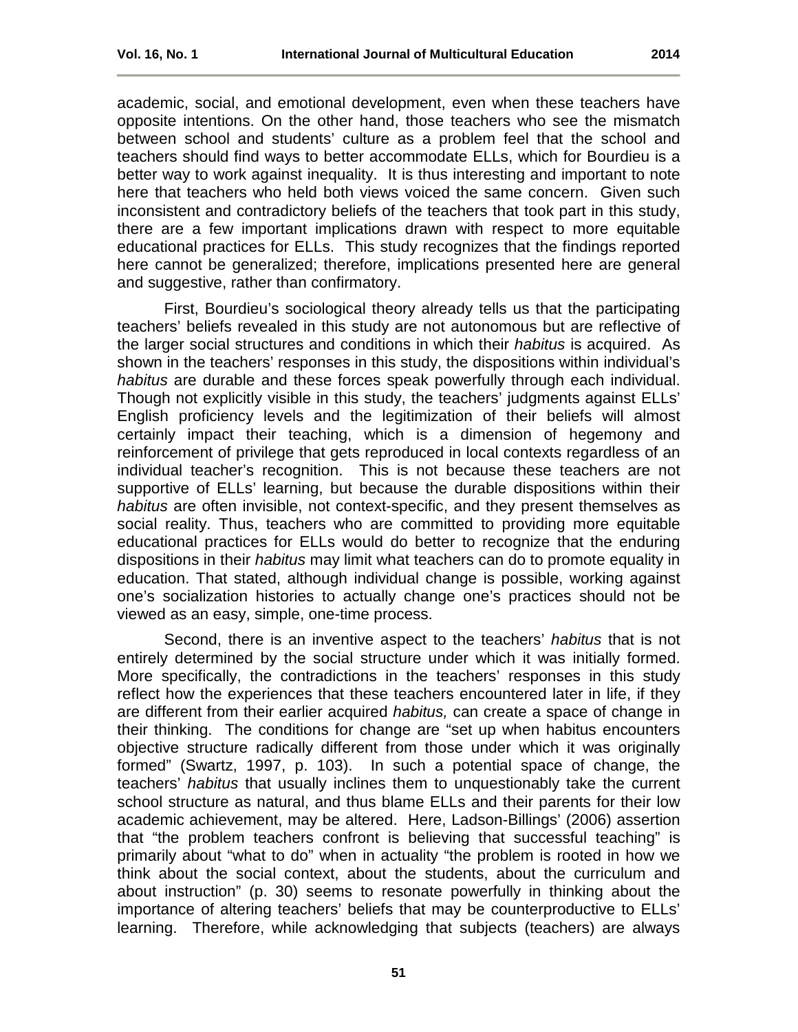academic, social, and emotional development, even when these teachers have opposite intentions. On the other hand, those teachers who see the mismatch between school and students' culture as a problem feel that the school and teachers should find ways to better accommodate ELLs, which for Bourdieu is a better way to work against inequality. It is thus interesting and important to note here that teachers who held both views voiced the same concern. Given such inconsistent and contradictory beliefs of the teachers that took part in this study, there are a few important implications drawn with respect to more equitable educational practices for ELLs. This study recognizes that the findings reported here cannot be generalized; therefore, implications presented here are general and suggestive, rather than confirmatory.

First, Bourdieu's sociological theory already tells us that the participating teachers' beliefs revealed in this study are not autonomous but are reflective of the larger social structures and conditions in which their *habitus* is acquired. As shown in the teachers' responses in this study, the dispositions within individual's *habitus* are durable and these forces speak powerfully through each individual. Though not explicitly visible in this study, the teachers' judgments against ELLs' English proficiency levels and the legitimization of their beliefs will almost certainly impact their teaching, which is a dimension of hegemony and reinforcement of privilege that gets reproduced in local contexts regardless of an individual teacher's recognition. This is not because these teachers are not supportive of ELLs' learning, but because the durable dispositions within their *habitus* are often invisible, not context-specific, and they present themselves as social reality. Thus, teachers who are committed to providing more equitable educational practices for ELLs would do better to recognize that the enduring dispositions in their *habitus* may limit what teachers can do to promote equality in education. That stated, although individual change is possible, working against one's socialization histories to actually change one's practices should not be viewed as an easy, simple, one-time process.

Second, there is an inventive aspect to the teachers' *habitus* that is not entirely determined by the social structure under which it was initially formed. More specifically, the contradictions in the teachers' responses in this study reflect how the experiences that these teachers encountered later in life, if they are different from their earlier acquired *habitus,* can create a space of change in their thinking. The conditions for change are "set up when habitus encounters objective structure radically different from those under which it was originally formed" (Swartz, 1997, p. 103). In such a potential space of change, the teachers' *habitus* that usually inclines them to unquestionably take the current school structure as natural, and thus blame ELLs and their parents for their low academic achievement, may be altered. Here, Ladson-Billings' (2006) assertion that "the problem teachers confront is believing that successful teaching" is primarily about "what to do" when in actuality "the problem is rooted in how we think about the social context, about the students, about the curriculum and about instruction" (p. 30) seems to resonate powerfully in thinking about the importance of altering teachers' beliefs that may be counterproductive to ELLs' learning. Therefore, while acknowledging that subjects (teachers) are always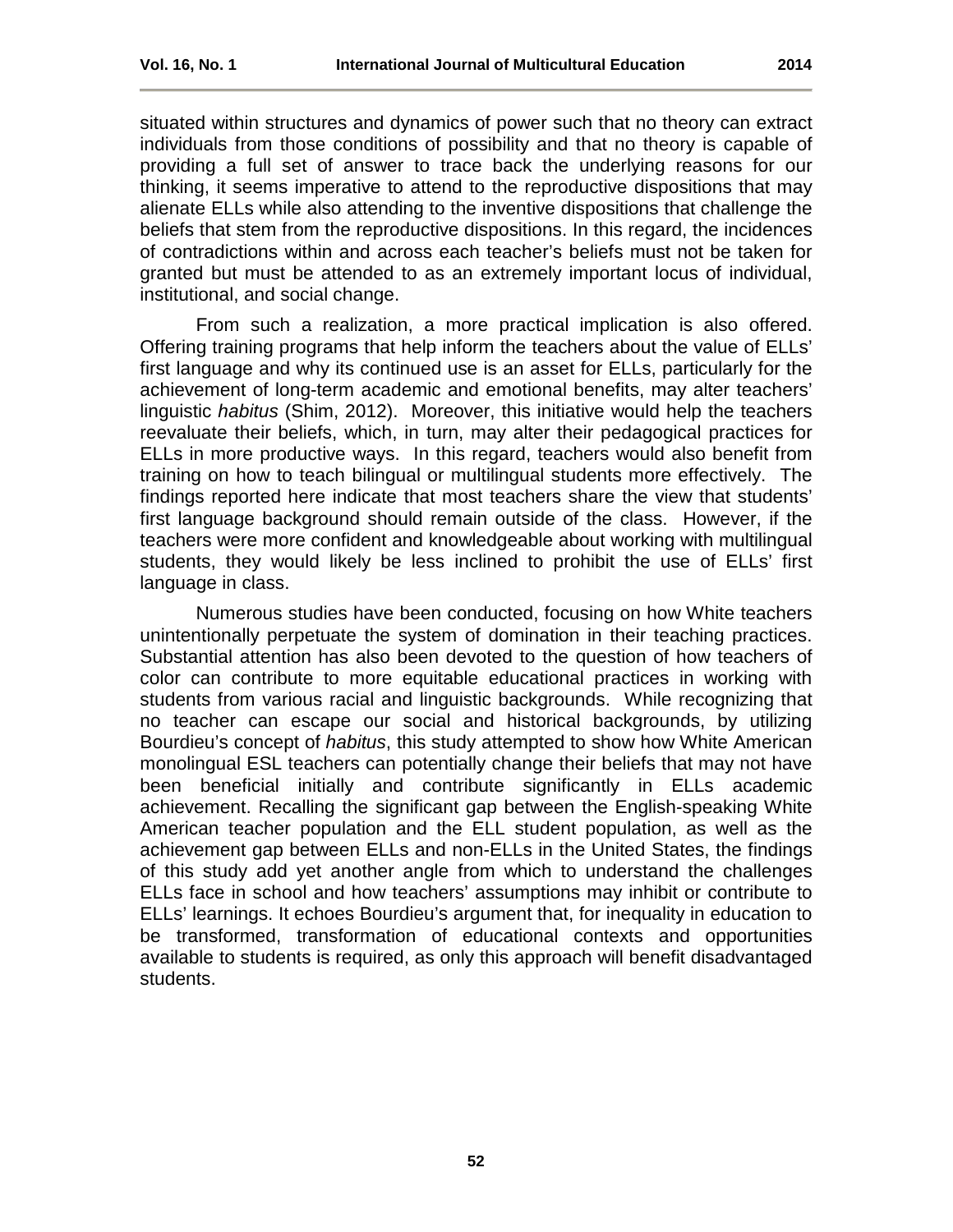situated within structures and dynamics of power such that no theory can extract individuals from those conditions of possibility and that no theory is capable of providing a full set of answer to trace back the underlying reasons for our thinking, it seems imperative to attend to the reproductive dispositions that may alienate ELLs while also attending to the inventive dispositions that challenge the beliefs that stem from the reproductive dispositions. In this regard, the incidences of contradictions within and across each teacher's beliefs must not be taken for granted but must be attended to as an extremely important locus of individual, institutional, and social change.

From such a realization, a more practical implication is also offered. Offering training programs that help inform the teachers about the value of ELLs' first language and why its continued use is an asset for ELLs, particularly for the achievement of long-term academic and emotional benefits, may alter teachers' linguistic *habitus* (Shim, 2012). Moreover, this initiative would help the teachers reevaluate their beliefs, which, in turn, may alter their pedagogical practices for ELLs in more productive ways. In this regard, teachers would also benefit from training on how to teach bilingual or multilingual students more effectively. The findings reported here indicate that most teachers share the view that students' first language background should remain outside of the class. However, if the teachers were more confident and knowledgeable about working with multilingual students, they would likely be less inclined to prohibit the use of ELLs' first language in class.

Numerous studies have been conducted, focusing on how White teachers unintentionally perpetuate the system of domination in their teaching practices. Substantial attention has also been devoted to the question of how teachers of color can contribute to more equitable educational practices in working with students from various racial and linguistic backgrounds. While recognizing that no teacher can escape our social and historical backgrounds, by utilizing Bourdieu's concept of *habitus*, this study attempted to show how White American monolingual ESL teachers can potentially change their beliefs that may not have been beneficial initially and contribute significantly in ELLs academic achievement. Recalling the significant gap between the English-speaking White American teacher population and the ELL student population, as well as the achievement gap between ELLs and non-ELLs in the United States, the findings of this study add yet another angle from which to understand the challenges ELLs face in school and how teachers' assumptions may inhibit or contribute to ELLs' learnings. It echoes Bourdieu's argument that, for inequality in education to be transformed, transformation of educational contexts and opportunities available to students is required, as only this approach will benefit disadvantaged students.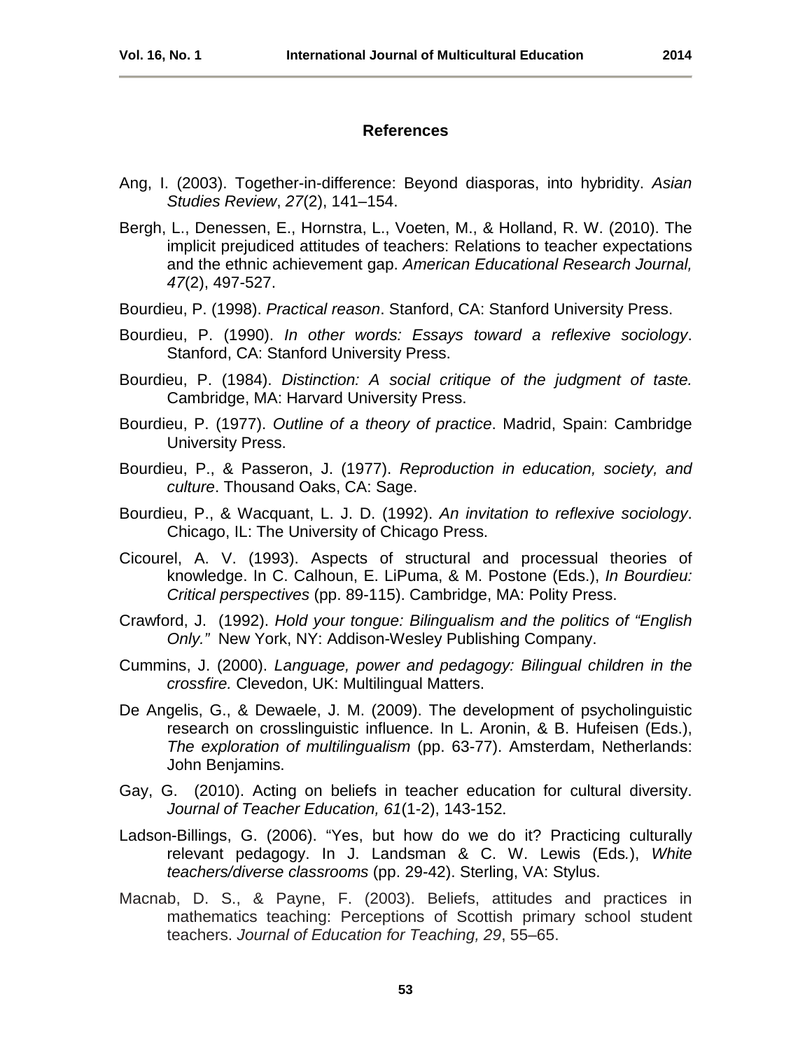## References

Ang, I. (2003). Together-in-difference: Beyond diasporas, into hybridity. *Asian Studies Review*, *27*(2), 141–154.

Bergh, L., Denessen, E., Hornstra, L., Voeten, M., & Holland, R. W. (2010). The implicit prejudiced attitudes of teachers: Relations to teacher expectations and the ethnic achievement gap. *American Educational Research Journal, 47*(2), 497-527.

Bourdieu, P. (1998). *Practical reason*. Stanford, CA: Stanford University Press.

Bourdieu, P. (1990). *In other words: Essays toward a reflexive sociology*. Stanford, CA: Stanford University Press.

Bourdieu, P. (1984). *Distinction: A social critique of the judgment of taste.* Cambridge, MA: Harvard University Press.

Bourdieu, P. (1977). *Outline of a theory of practice*. Madrid, Spain: Cambridge University Press.

Bourdieu, P., & Passeron, J. (1977). *Reproduction in education, society, and culture*. Thousand Oaks, CA: Sage.

Bourdieu, P., & Wacquant, L. J. D. (1992). *An invitation to reflexive sociology*. Chicago, IL: The University of Chicago Press.

Cicourel, A. V. (1993). Aspects of structural and processual theories of knowledge. In C. Calhoun, E. LiPuma, & M. Postone (Eds.), *In Bourdieu: Critical perspectives* (pp. 89-115). Cambridge, MA: Polity Press.

Crawford, J. (1992). *Hold your tongue: Bilingualism and the politics of "English Only."* New York, NY: Addison-Wesley Publishing Company.

Cummins, J. (2000). *Language, power and pedagogy: Bilingual children in the crossfire.* Clevedon, UK: Multilingual Matters.

De Angelis, G., & Dewaele, J. M. (2009). The development of psycholinguistic research on crosslinguistic influence. In L. Aronin, & B. Hufeisen (Eds.), *The exploration of multilingualism* (pp. 63-77). Amsterdam, Netherlands: John Benjamins.

Gay, G. (2010). Acting on beliefs in teacher education for cultural diversity. *Journal of Teacher Education, 61*(1-2), 143-152.

Ladson-Billings, G. (2006). "Yes, but how do we do it? Practicing culturally relevant pedagogy. In J. Landsman & C. W. Lewis (Eds.), *White teachers/diverse classrooms* (pp. 29-42). Sterling, VA: Stylus.

Macnab, D. S., & Payne, F. (2003). Beliefs, attitudes and practices in mathematics teaching: Perceptions of Scottish primary school student teachers. *Journal of Education for Teaching, 29*, 55–65.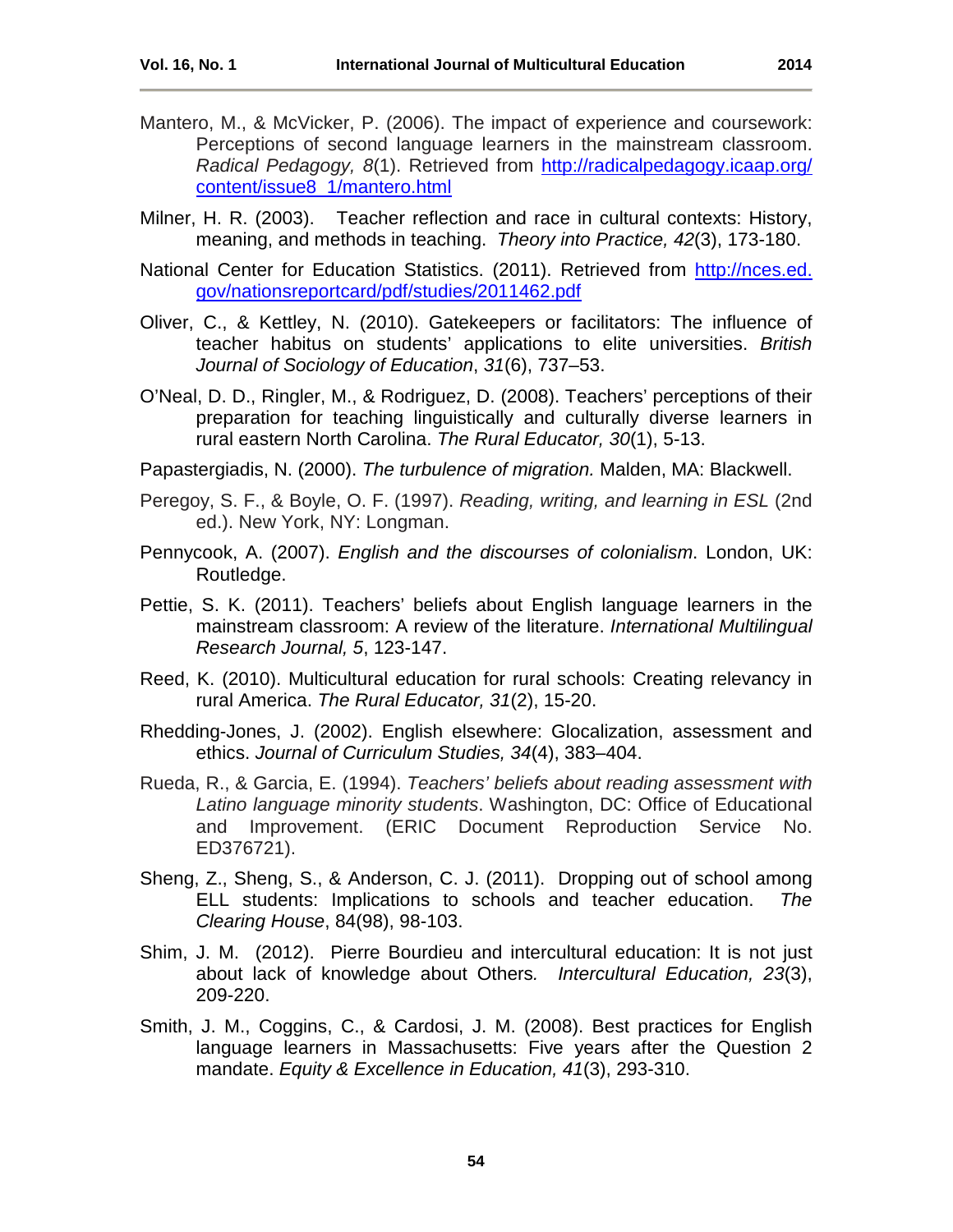Mantero, M., & McVicker, P. (2006). The impact of experience and coursework: Perceptions of second language learners in the mainstream classroom. *Radical Pedagogy, 8*(1). Retrieved from http://radicalpedagogy.icaap.org/content/issue8_1/mantero.html

Milner, H. R. (2003). Teacher reflection and race in cultural contexts: History, meaning, and methods in teaching. *Theory into Practice, 42*(3), 173-180.

National Center for Education Statistics. (2011). Retrieved from http://nces.ed.gov/nationsreportcard/pdf/studies/2011462.pdf

Oliver, C., & Kettley, N. (2010). Gatekeepers or facilitators: The influence of teacher habitus on students' applications to elite universities. *British Journal of Sociology of Education*, *31*(6), 737–53.

O'Neal, D. D., Ringler, M., & Rodriguez, D. (2008). Teachers' perceptions of their preparation for teaching linguistically and culturally diverse learners in rural eastern North Carolina. *The Rural Educator, 30*(1), 5-13.

Papastergiadis, N. (2000). *The turbulence of migration.* Malden, MA: Blackwell.

Peregoy, S. F., & Boyle, O. F. (1997). *Reading, writing, and learning in ESL* (2nd ed.). New York, NY: Longman.

Pennycook, A. (2007). *English and the discourses of colonialism*. London, UK: Routledge.

Pettie, S. K. (2011). Teachers' beliefs about English language learners in the mainstream classroom: A review of the literature. *International Multilingual Research Journal, 5*, 123-147.

Reed, K. (2010). Multicultural education for rural schools: Creating relevancy in rural America. *The Rural Educator, 31*(2), 15-20.

Rhedding-Jones, J. (2002). English elsewhere: Glocalization, assessment and ethics. *Journal of Curriculum Studies, 34*(4), 383–404.

Rueda, R., & Garcia, E. (1994). *Teachers' beliefs about reading assessment with Latino language minority students*. Washington, DC: Office of Educational and Improvement. (ERIC Document Reproduction Service No. ED376721).

Sheng, Z., Sheng, S., & Anderson, C. J. (2011). Dropping out of school among ELL students: Implications to schools and teacher education. *The Clearing House*, 84(98), 98-103.

Shim, J. M. (2012). Pierre Bourdieu and intercultural education: It is not just about lack of knowledge about Others*.* *Intercultural Education, 23*(3), 209-220.

Smith, J. M., Coggins, C., & Cardosi, J. M. (2008). Best practices for English language learners in Massachusetts: Five years after the Question 2 mandate. *Equity & Excellence in Education, 41*(3), 293-310.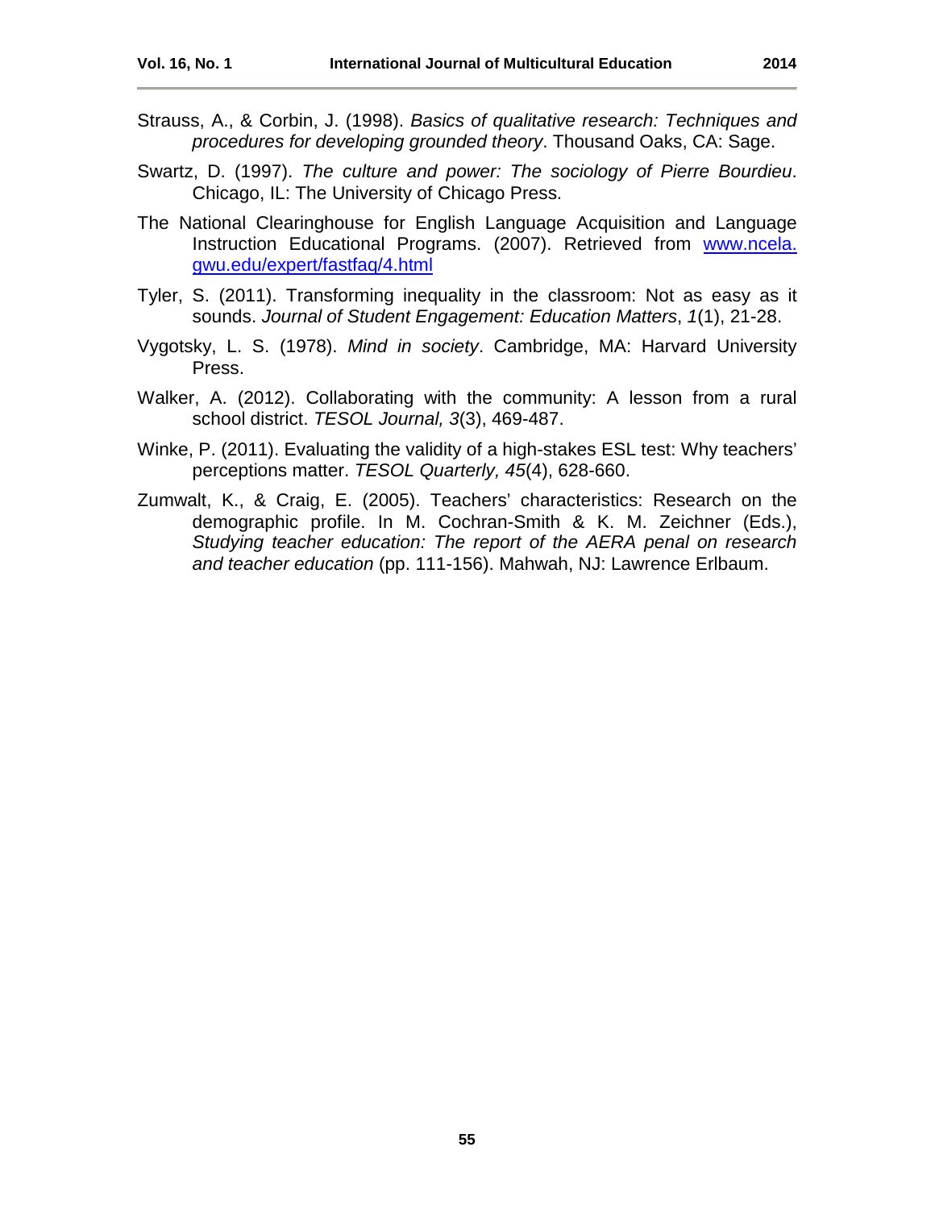Strauss, A., & Corbin, J. (1998). *Basics of qualitative research: Techniques and procedures for developing grounded theory*. Thousand Oaks, CA: Sage.

Swartz, D. (1997). *The culture and power: The sociology of Pierre Bourdieu*. Chicago, IL: The University of Chicago Press.

The National Clearinghouse for English Language Acquisition and Language Instruction Educational Programs. (2007). Retrieved from [www.ncela.gwu.edu/expert/fastfaq/4.html](www.ncela.gwu.edu/expert/fastfaq/4.html)

Tyler, S. (2011). Transforming inequality in the classroom: Not as easy as it sounds. *Journal of Student Engagement: Education Matters*, *1*(1), 21-28.

Vygotsky, L. S. (1978). *Mind in society*. Cambridge, MA: Harvard University Press.

Walker, A. (2012). Collaborating with the community: A lesson from a rural school district. *TESOL Journal, 3*(3), 469-487.

Winke, P. (2011). Evaluating the validity of a high-stakes ESL test: Why teachers' perceptions matter. *TESOL Quarterly, 45*(4), 628-660.

Zumwalt, K., & Craig, E. (2005). Teachers' characteristics: Research on the demographic profile. In M. Cochran-Smith & K. M. Zeichner (Eds.), *Studying teacher education: The report of the AERA penal on research and teacher education* (pp. 111-156). Mahwah, NJ: Lawrence Erlbaum.